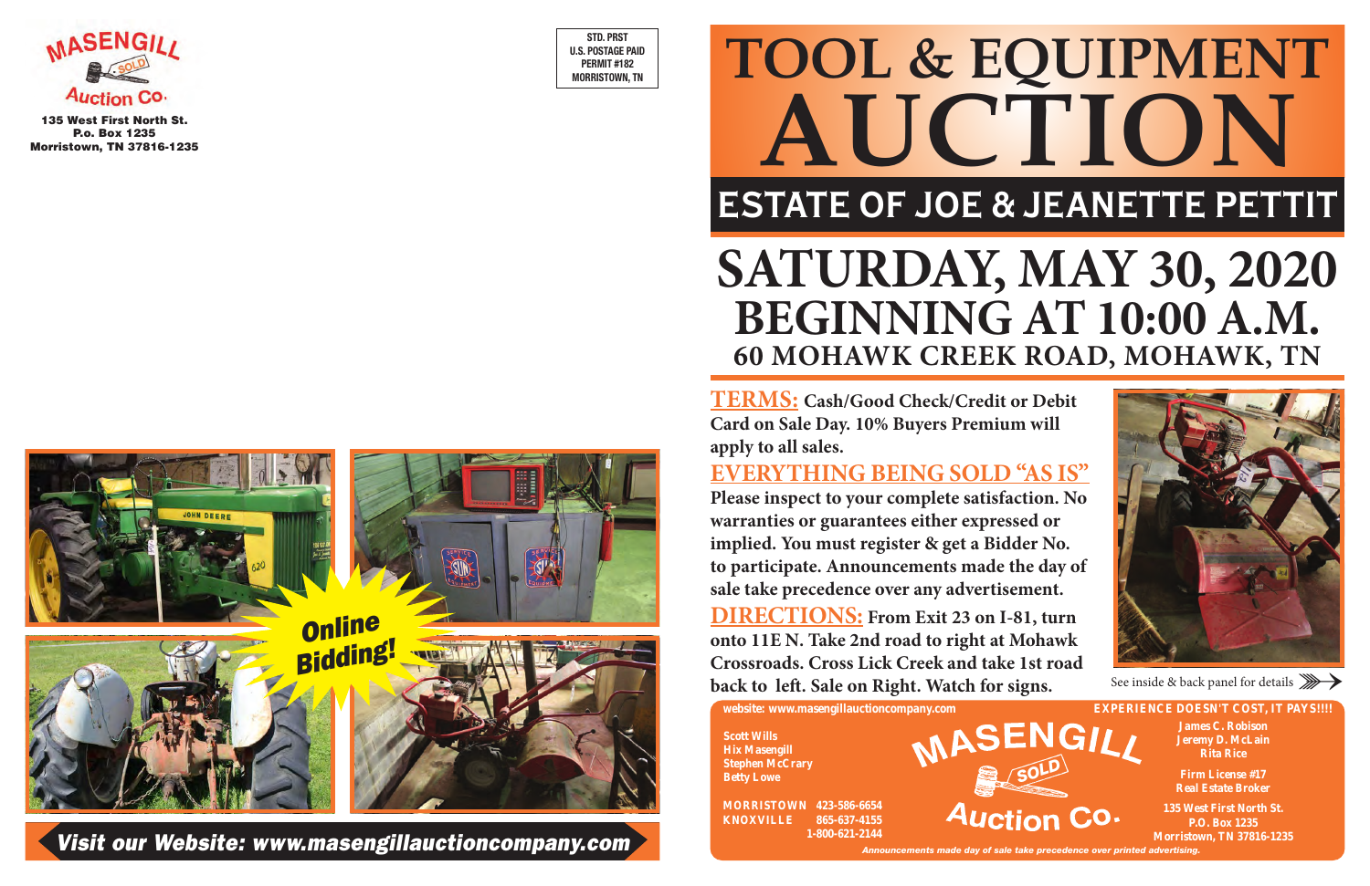MASENGILL SOLD Auction Co.

135 West First North St.
P.o. Box 1235
Morristown, TN 37816-1235

STD. PRST
U.S. POSTAGE PAID
PERMIT #182
MORRISTOWN, TN

Online Bidding!

*Visit our Website: www.masengillauctioncompany.com*

# TOOL & EQUIPMENT AUCTION

## ESTATE OF JOE & JEANETTE PETTIT

# SATURDAY, MAY 30, 2020
# BEGINNING AT 10:00 A.M.
## 60 MOHAWK CREEK ROAD, MOHAWK, TN

**TERMS:** **Cash/Good Check/Credit or Debit Card on Sale Day. 10% Buyers Premium will apply to all sales.**

**EVERYTHING BEING SOLD "AS IS"**

**Please inspect to your complete satisfaction. No warranties or guarantees either expressed or implied. You must register & get a Bidder No. to participate. Announcements made the day of sale take precedence over any advertisement.**

**DIRECTIONS:** **From Exit 23 on I-81, turn onto 11E N. Take 2nd road to right at Mohawk Crossroads. Cross Lick Creek and take 1st road back to left. Sale on Right. Watch for signs.**

See inside & back panel for details

website: www.masengillauctioncompany.com

EXPERIENCE DOESN'T COST, IT PAYS!!!!

Scott Wills
Hix Masengill
Stephen McCrary
Betty Lowe

MORRISTOWN 423-586-6654
KNOXVILLE 865-637-4155
1-800-621-2144

MASENGILL SOLD Auction Co.

James C. Robison
Jeremy D. McLain
Rita Rice

Firm License #17
Real Estate Broker

135 West First North St.
P.O. Box 1235
Morristown, TN 37816-1235

*Announcements made day of sale take precedence over printed advertising.*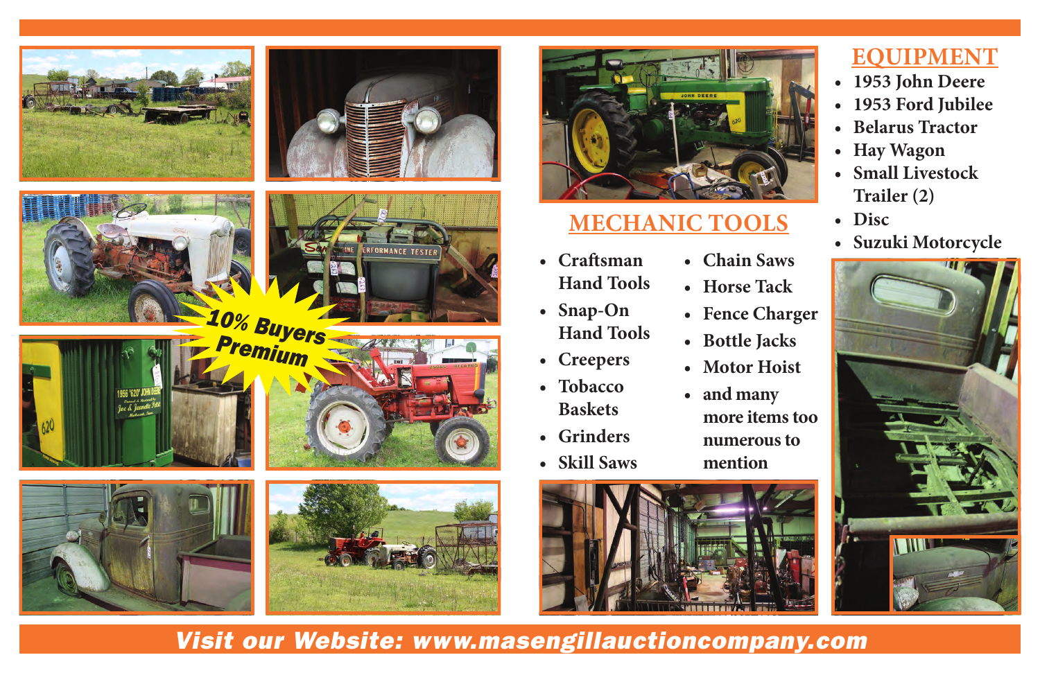**10% Buyers Premium**

## MECHANIC TOOLS

- Craftsman Hand Tools
- Snap-On Hand Tools
- Creepers
- Tobacco Baskets
- Grinders
- Skill Saws
- Chain Saws
- Horse Tack
- Fence Charger
- Bottle Jacks
- Motor Hoist
- and many more items too numerous to mention

## EQUIPMENT

- 1953 John Deere
- 1953 Ford Jubilee
- Belarus Tractor
- Hay Wagon
- Small Livestock Trailer (2)
- Disc
- Suzuki Motorcycle

*Visit our Website: www.masengillauctioncompany.com*